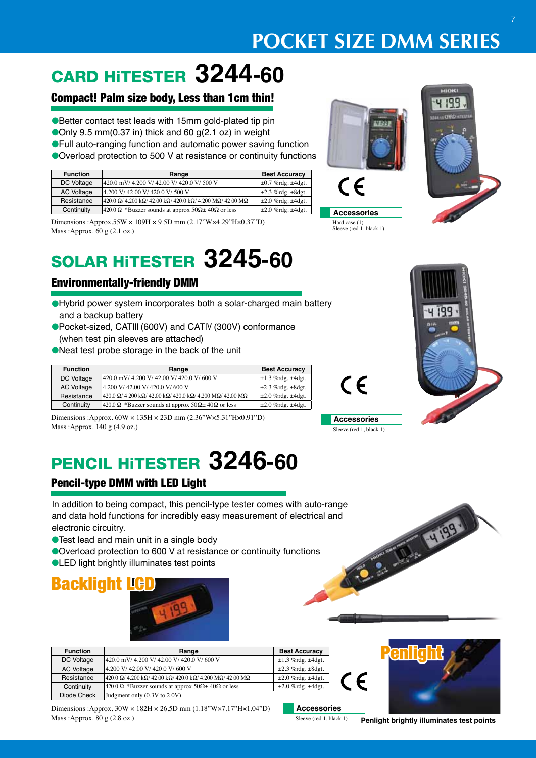# POCKET SIZE DMM SERIES

## CARD HiTESTER 3244-60

### Compact! Palm size body, Less than 1cm thin!

- Better contact test leads with 15mm gold-plated tip pin
- Only 9.5 mm(0.37 in) thick and 60 g(2.1 oz) in weight
- Full auto-ranging function and automatic power saving function
- Overload protection to 500 V at resistance or continuity functions

| Function | Range | Best Accuracy |
|---|---|---|
| DC Voltage | 420.0 mV/ 4.200 V/ 42.00 V/ 420.0 V/ 500 V | ±0.7 %rdg. ±4dgt. |
| AC Voltage | 4.200 V/ 42.00 V/ 420.0 V/ 500 V | ±2.3 %rdg. ±8dgt. |
| Resistance | 420.0 Ω/ 4.200 kΩ/ 42.00 kΩ/ 420.0 kΩ/ 4.200 MΩ/ 42.00 MΩ | ±2.0 %rdg. ±4dgt. |
| Continuity | 420.0 Ω *Buzzer sounds at approx 50Ω± 40Ω or less | ±2.0 %rdg. ±4dgt. |

Dimensions :Approx.55W × 109H × 9.5D mm (2.17"W×4.29"H×0.37"D)
Mass :Approx. 60 g (2.1 oz.)

CE

**Accessories**
Hard case (1)
Sleeve (red 1, black 1)

## SOLAR HiTESTER 3245-60

### Environmentally-friendly DMM

- Hybrid power system incorporates both a solar-charged main battery and a backup battery
- Pocket-sized, CATIII (600V) and CATIV (300V) conformance (when test pin sleeves are attached)
- Neat test probe storage in the back of the unit

| Function | Range | Best Accuracy |
|---|---|---|
| DC Voltage | 420.0 mV/ 4.200 V/ 42.00 V/ 420.0 V/ 600 V | ±1.3 %rdg. ±4dgt. |
| AC Voltage | 4.200 V/ 42.00 V/ 420.0 V/ 600 V | ±2.3 %rdg. ±8dgt. |
| Resistance | 420.0 Ω/ 4.200 kΩ/ 42.00 kΩ/ 420.0 kΩ/ 4.200 MΩ/ 42.00 MΩ | ±2.0 %rdg. ±4dgt. |
| Continuity | 420.0 Ω *Buzzer sounds at approx 50Ω± 40Ω or less | ±2.0 %rdg. ±4dgt. |

Dimensions :Approx. 60W × 135H × 23D mm (2.36"W×5.31"H×0.91"D)
Mass :Approx. 140 g (4.9 oz.)

CE

**Accessories**
Sleeve (red 1, black 1)

## PENCIL HiTESTER 3246-60

### Pencil-type DMM with LED Light

In addition to being compact, this pencil-type tester comes with auto-range and data hold functions for incredibly easy measurement of electrical and electronic circuitry.

- Test lead and main unit in a single body
- Overload protection to 600 V at resistance or continuity functions
- LED light brightly illuminates test points

**Backlight LCD**

| Function | Range | Best Accuracy |
|---|---|---|
| DC Voltage | 420.0 mV/ 4.200 V/ 42.00 V/ 420.0 V/ 600 V | ±1.3 %rdg. ±4dgt. |
| AC Voltage | 4.200 V/ 42.00 V/ 420.0 V/ 600 V | ±2.3 %rdg. ±8dgt. |
| Resistance | 420.0 Ω/ 4.200 kΩ/ 42.00 kΩ/ 420.0 kΩ/ 4.200 MΩ/ 42.00 MΩ | ±2.0 %rdg. ±4dgt. |
| Continuity | 420.0 Ω *Buzzer sounds at approx 50Ω± 40Ω or less | ±2.0 %rdg. ±4dgt. |
| Diode Check | Judgment only (0.3V to 2.0V) | |

Dimensions :Approx. 30W × 182H × 26.5D mm (1.18"W×7.17"H×1.04"D)
Mass :Approx. 80 g (2.8 oz.)

CE

**Accessories**
Sleeve (red 1, black 1)

**Penlight**

**Penlight brightly illuminates test points**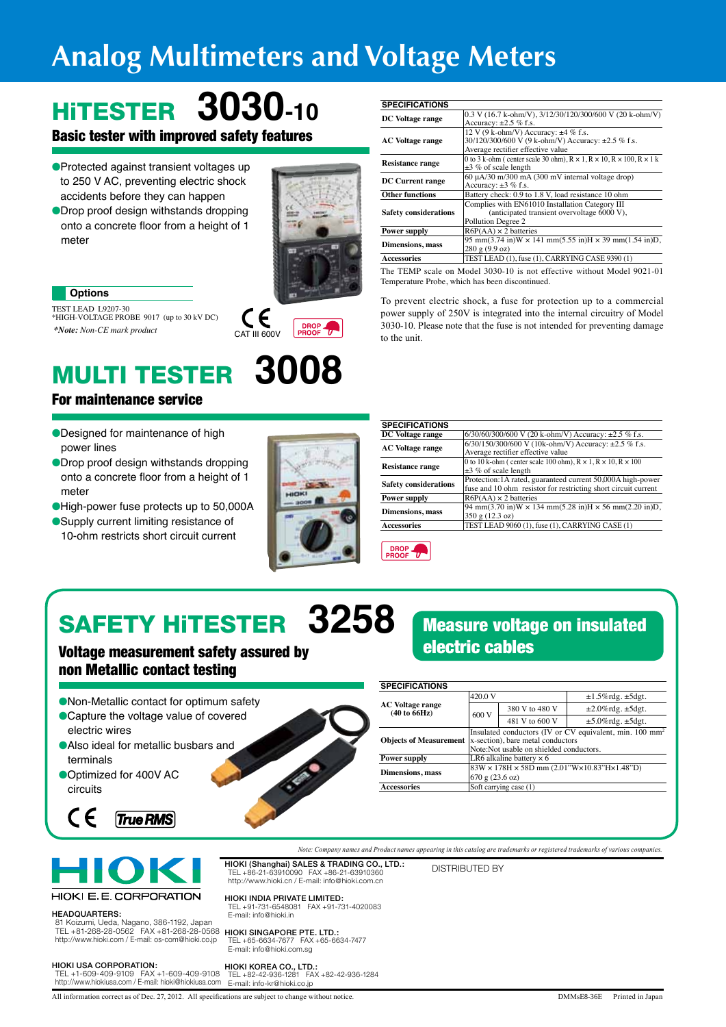# Analog Multimeters and Voltage Meters

## HiTESTER 3030-10

### Basic tester with improved safety features

- Protected against transient voltages up to 250 V AC, preventing electric shock accidents before they can happen
- Drop proof design withstands dropping onto a concrete floor from a height of 1 meter

**Options**

TEST LEAD L9207-30
*HIGH-VOLTAGE PROBE 9017 (up to 30 kV DC)
***Note:** *Non-CE mark product*

CE CAT III 600V

DROP PROOF

**SPECIFICATIONS**

| | |
|---|---|
| DC Voltage range | 0.3 V (16.7 k-ohm/V), 3/12/30/120/300/600 V (20 k-ohm/V) Accuracy: ±2.5 % f.s. |
| AC Voltage range | 12 V (9 k-ohm/V) Accuracy: ±4 % f.s. 30/120/300/600 V (9 k-ohm/V) Accuracy: ±2.5 % f.s. Average rectifier effective value |
| Resistance range | 0 to 3 k-ohm ( center scale 30 ohm), R × 1, R × 10, R × 100, R × 1 k ±3 % of scale length |
| DC Current range | 60 µA/30 m/300 mA (300 mV internal voltage drop) Accuracy: ±3 % f.s. |
| Other functions | Battery check: 0.9 to 1.8 V, load resistance 10 ohm |
| Safety considerations | Complies with EN61010 Installation Category III (anticipated transient overvoltage 6000 V), Pollution Degree 2 |
| Power supply | R6P(AA) × 2 batteries |
| Dimensions, mass | 95 mm(3.74 in)W × 141 mm(5.55 in)H × 39 mm(1.54 in)D, 280 g (9.9 oz) |
| Accessories | TEST LEAD (1), fuse (1), CARRYING CASE 9390 (1) |

The TEMP scale on Model 3030-10 is not effective without Model 9021-01 Temperature Probe, which has been discontinued.

To prevent electric shock, a fuse for protection up to a commercial power supply of 250V is integrated into the internal circuitry of Model 3030-10. Please note that the fuse is not intended for preventing damage to the unit.

## MULTI TESTER 3008

### For maintenance service

- Designed for maintenance of high power lines
- Drop proof design withstands dropping onto a concrete floor from a height of 1 meter
- High-power fuse protects up to 50,000A
- Supply current limiting resistance of 10-ohm restricts short circuit current

**SPECIFICATIONS**

| | |
|---|---|
| DC Voltage range | 6/30/60/300/600 V (20 k-ohm/V) Accuracy: ±2.5 % f.s. |
| AC Voltage range | 6/30/150/300/600 V (10k-ohm/V) Accuracy: ±2.5 % f.s. Average rectifier effective value |
| Resistance range | 0 to 10 k-ohm ( center scale 100 ohm), R × 1, R × 10, R × 100 ±3 % of scale length |
| Safety considerations | Protection:1A rated, guaranteed current 50,000A high-power fuse and 10 ohm resistor for restricting short circuit current |
| Power supply | R6P(AA) × 2 batteries |
| Dimensions, mass | 94 mm(3.70 in)W × 134 mm(5.28 in)H × 56 mm(2.20 in)D, 350 g (12.3 oz) |
| Accessories | TEST LEAD 9060 (1), fuse (1), CARRYING CASE (1) |

DROP PROOF

## SAFETY HiTESTER 3258

### Voltage measurement safety assured by non Metallic contact testing

**Measure voltage on insulated electric cables**

- Non-Metallic contact for optimum safety
- Capture the voltage value of covered electric wires
- Also ideal for metallic busbars and terminals
- Optimized for 400V AC circuits

CE True RMS

**SPECIFICATIONS**

| | | | |
|---|---|---|---|
| AC Voltage range (40 to 66Hz) | 420.0 V | | ±1.5%rdg. ±5dgt. |
| | 600 V | 380 V to 480 V | ±2.0%rdg. ±5dgt. |
| | | 481 V to 600 V | ±5.0%rdg. ±5dgt. |
| Objects of Measurement | Insulated conductors (IV or CV equivalent, min. 100 mm² x-section), bare metal conductors Note:Not usable on shielded conductors. | | |
| Power supply | LR6 alkaline battery × 6 | | |
| Dimensions, mass | 83W × 178H × 58D mm (2.01"W×10.83"H×1.48"D) 670 g (23.6 oz) | | |
| Accessories | Soft carrying case (1) | | |

*Note: Company names and Product names appearing in this catalog are trademarks or registered trademarks of various companies.*

HIOKI
HIOKI E. E. CORPORATION

**HEADQUARTERS:**
81 Koizumi, Ueda, Nagano, 386-1192, Japan
TEL +81-268-28-0562 FAX +81-268-28-0568
http://www.hioki.com / E-mail: os-com@hioki.co.jp

**HIOKI USA CORPORATION:**
TEL +1-609-409-9109 FAX +1-609-409-9108
http://www.hiokiusa.com / E-mail: hioki@hiokiusa.com

**HIOKI (Shanghai) SALES & TRADING CO., LTD.:**
TEL +86-21-63910090 FAX +86-21-63910360
http://www.hioki.cn / E-mail: info@hioki.com.cn

**HIOKI INDIA PRIVATE LIMITED:**
TEL +91-731-6548081 FAX +91-731-4020083
E-mail: info@hioki.in

**HIOKI SINGAPORE PTE. LTD.:**
TEL +65-6634-7677 FAX +65-6634-7477
E-mail: info@hioki.com.sg

**HIOKI KOREA CO., LTD.:**
TEL +82-42-936-1281 FAX +82-42-936-1284
E-mail: info-kr@hioki.co.jp

DISTRIBUTED BY

All information correct as of Dec. 27, 2012. All specifications are subject to change without notice.

DMMsE8-36E Printed in Japan